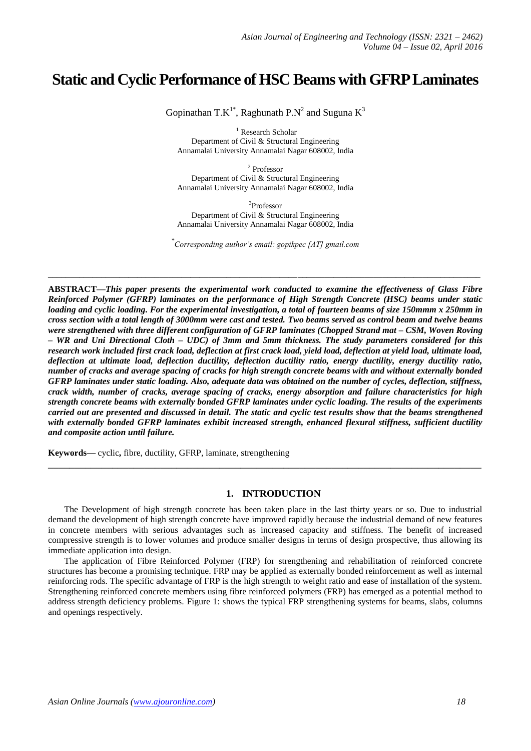# Static and Cyclic Performance of HSC Beams with GFRP Laminates

Gopinathan T.K[1*], Raghunath P.N[2] and Suguna K[3]

[1] Research Scholar
Department of Civil & Structural Engineering
Annamalai University Annamalai Nagar 608002, India

[2] Professor
Department of Civil & Structural Engineering
Annamalai University Annamalai Nagar 608002, India

[3] Professor
Department of Civil & Structural Engineering
Annamalai University Annamalai Nagar 608002, India

*Corresponding author's email: gopikpec [AT] gmail.com*

---

**ABSTRACT—*This paper presents the experimental work conducted to examine the effectiveness of Glass Fibre Reinforced Polymer (GFRP) laminates on the performance of High Strength Concrete (HSC) beams under static loading and cyclic loading. For the experimental investigation, a total of fourteen beams of size 150mmm x 250mm in cross section with a total length of 3000mm were cast and tested. Two beams served as control beam and twelve beams were strengthened with three different configuration of GFRP laminates (Chopped Strand mat – CSM, Woven Roving – WR and Uni Directional Cloth – UDC) of 3mm and 5mm thickness. The study parameters considered for this research work included first crack load, deflection at first crack load, yield load, deflection at yield load, ultimate load, deflection at ultimate load, deflection ductility, deflection ductility ratio, energy ductility, energy ductility ratio, number of cracks and average spacing of cracks for high strength concrete beams with and without externally bonded GFRP laminates under static loading. Also, adequate data was obtained on the number of cycles, deflection, stiffness, crack width, number of cracks, average spacing of cracks, energy absorption and failure characteristics for high strength concrete beams with externally bonded GFRP laminates under cyclic loading. The results of the experiments carried out are presented and discussed in detail. The static and cyclic test results show that the beams strengthened with externally bonded GFRP laminates exhibit increased strength, enhanced flexural stiffness, sufficient ductility and composite action until failure.***

**Keywords—** cyclic**,** fibre, ductility, GFRP, laminate, strengthening

---

## 1. INTRODUCTION

The Development of high strength concrete has been taken place in the last thirty years or so. Due to industrial demand the development of high strength concrete have improved rapidly because the industrial demand of new features in concrete members with serious advantages such as increased capacity and stiffness. The benefit of increased compressive strength is to lower volumes and produce smaller designs in terms of design prospective, thus allowing its immediate application into design.

The application of Fibre Reinforced Polymer (FRP) for strengthening and rehabilitation of reinforced concrete structures has become a promising technique. FRP may be applied as externally bonded reinforcement as well as internal reinforcing rods. The specific advantage of FRP is the high strength to weight ratio and ease of installation of the system. Strengthening reinforced concrete members using fibre reinforced polymers (FRP) has emerged as a potential method to address strength deficiency problems. Figure 1: shows the typical FRP strengthening systems for beams, slabs, columns and openings respectively.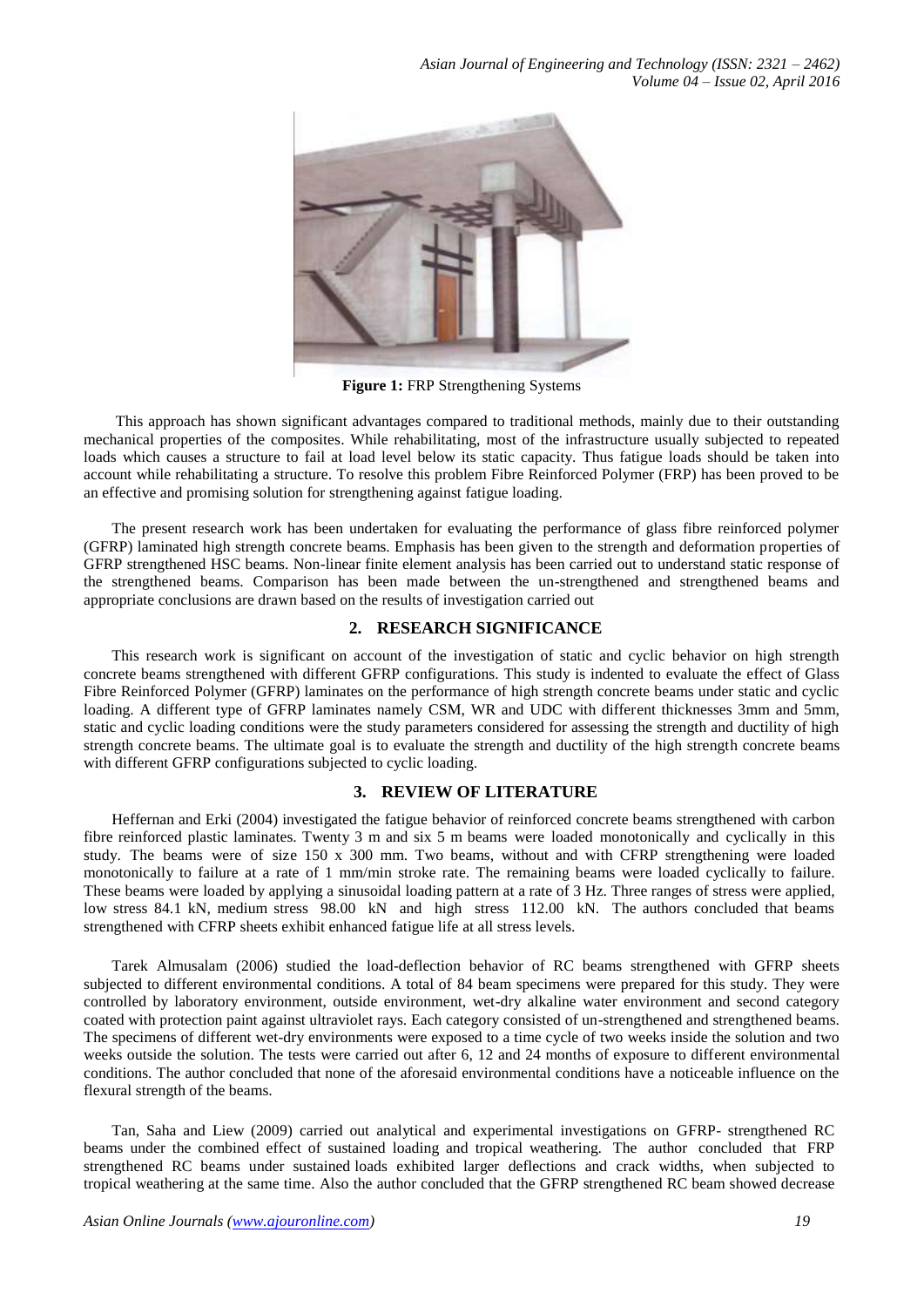**Figure 1:** FRP Strengthening Systems

This approach has shown significant advantages compared to traditional methods, mainly due to their outstanding mechanical properties of the composites. While rehabilitating, most of the infrastructure usually subjected to repeated loads which causes a structure to fail at load level below its static capacity. Thus fatigue loads should be taken into account while rehabilitating a structure. To resolve this problem Fibre Reinforced Polymer (FRP) has been proved to be an effective and promising solution for strengthening against fatigue loading.

The present research work has been undertaken for evaluating the performance of glass fibre reinforced polymer (GFRP) laminated high strength concrete beams. Emphasis has been given to the strength and deformation properties of GFRP strengthened HSC beams. Non-linear finite element analysis has been carried out to understand static response of the strengthened beams. Comparison has been made between the un-strengthened and strengthened beams and appropriate conclusions are drawn based on the results of investigation carried out

## 2. RESEARCH SIGNIFICANCE

This research work is significant on account of the investigation of static and cyclic behavior on high strength concrete beams strengthened with different GFRP configurations. This study is indented to evaluate the effect of Glass Fibre Reinforced Polymer (GFRP) laminates on the performance of high strength concrete beams under static and cyclic loading. A different type of GFRP laminates namely CSM, WR and UDC with different thicknesses 3mm and 5mm, static and cyclic loading conditions were the study parameters considered for assessing the strength and ductility of high strength concrete beams. The ultimate goal is to evaluate the strength and ductility of the high strength concrete beams with different GFRP configurations subjected to cyclic loading.

## 3. REVIEW OF LITERATURE

Heffernan and Erki (2004) investigated the fatigue behavior of reinforced concrete beams strengthened with carbon fibre reinforced plastic laminates. Twenty 3 m and six 5 m beams were loaded monotonically and cyclically in this study. The beams were of size 150 x 300 mm. Two beams, without and with CFRP strengthening were loaded monotonically to failure at a rate of 1 mm/min stroke rate. The remaining beams were loaded cyclically to failure. These beams were loaded by applying a sinusoidal loading pattern at a rate of 3 Hz. Three ranges of stress were applied, low stress 84.1 kN, medium stress 98.00 kN and high stress 112.00 kN. The authors concluded that beams strengthened with CFRP sheets exhibit enhanced fatigue life at all stress levels.

Tarek Almusalam (2006) studied the load-deflection behavior of RC beams strengthened with GFRP sheets subjected to different environmental conditions. A total of 84 beam specimens were prepared for this study. They were controlled by laboratory environment, outside environment, wet-dry alkaline water environment and second category coated with protection paint against ultraviolet rays. Each category consisted of un-strengthened and strengthened beams. The specimens of different wet-dry environments were exposed to a time cycle of two weeks inside the solution and two weeks outside the solution. The tests were carried out after 6, 12 and 24 months of exposure to different environmental conditions. The author concluded that none of the aforesaid environmental conditions have a noticeable influence on the flexural strength of the beams.

Tan, Saha and Liew (2009) carried out analytical and experimental investigations on GFRP- strengthened RC beams under the combined effect of sustained loading and tropical weathering. The author concluded that FRP strengthened RC beams under sustained loads exhibited larger deflections and crack widths, when subjected to tropical weathering at the same time. Also the author concluded that the GFRP strengthened RC beam showed decrease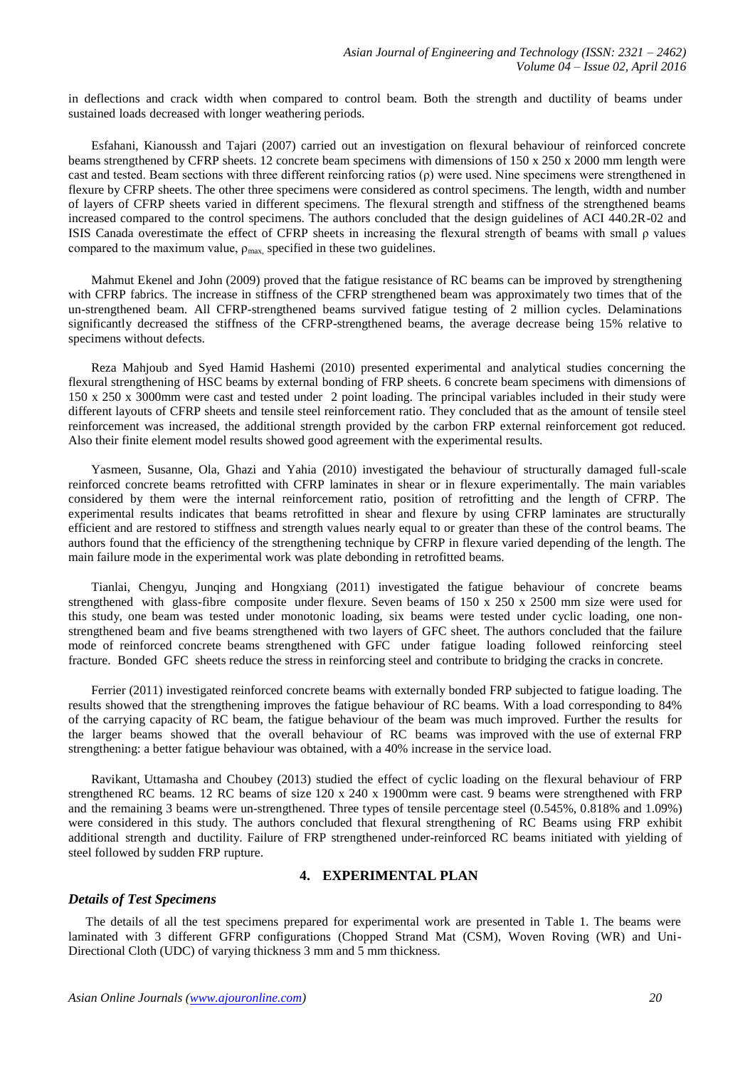in deflections and crack width when compared to control beam. Both the strength and ductility of beams under sustained loads decreased with longer weathering periods.

Esfahani, Kianoussh and Tajari (2007) carried out an investigation on flexural behaviour of reinforced concrete beams strengthened by CFRP sheets. 12 concrete beam specimens with dimensions of 150 x 250 x 2000 mm length were cast and tested. Beam sections with three different reinforcing ratios ($\rho$) were used. Nine specimens were strengthened in flexure by CFRP sheets. The other three specimens were considered as control specimens. The length, width and number of layers of CFRP sheets varied in different specimens. The flexural strength and stiffness of the strengthened beams increased compared to the control specimens. The authors concluded that the design guidelines of ACI 440.2R-02 and ISIS Canada overestimate the effect of CFRP sheets in increasing the flexural strength of beams with small $\rho$ values compared to the maximum value, $\rho_{max,}$ specified in these two guidelines.

Mahmut Ekenel and John (2009) proved that the fatigue resistance of RC beams can be improved by strengthening with CFRP fabrics. The increase in stiffness of the CFRP strengthened beam was approximately two times that of the un-strengthened beam. All CFRP-strengthened beams survived fatigue testing of 2 million cycles. Delaminations significantly decreased the stiffness of the CFRP-strengthened beams, the average decrease being 15% relative to specimens without defects.

Reza Mahjoub and Syed Hamid Hashemi (2010) presented experimental and analytical studies concerning the flexural strengthening of HSC beams by external bonding of FRP sheets. 6 concrete beam specimens with dimensions of 150 x 250 x 3000mm were cast and tested under 2 point loading. The principal variables included in their study were different layouts of CFRP sheets and tensile steel reinforcement ratio. They concluded that as the amount of tensile steel reinforcement was increased, the additional strength provided by the carbon FRP external reinforcement got reduced. Also their finite element model results showed good agreement with the experimental results.

Yasmeen, Susanne, Ola, Ghazi and Yahia (2010) investigated the behaviour of structurally damaged full-scale reinforced concrete beams retrofitted with CFRP laminates in shear or in flexure experimentally. The main variables considered by them were the internal reinforcement ratio, position of retrofitting and the length of CFRP. The experimental results indicates that beams retrofitted in shear and flexure by using CFRP laminates are structurally efficient and are restored to stiffness and strength values nearly equal to or greater than these of the control beams. The authors found that the efficiency of the strengthening technique by CFRP in flexure varied depending of the length. The main failure mode in the experimental work was plate debonding in retrofitted beams.

Tianlai, Chengyu, Junqing and Hongxiang (2011) investigated the fatigue behaviour of concrete beams strengthened with glass-fibre composite under flexure. Seven beams of 150 x 250 x 2500 mm size were used for this study, one beam was tested under monotonic loading, six beams were tested under cyclic loading, one non-strengthened beam and five beams strengthened with two layers of GFC sheet. The authors concluded that the failure mode of reinforced concrete beams strengthened with GFC under fatigue loading followed reinforcing steel fracture. Bonded GFC sheets reduce the stress in reinforcing steel and contribute to bridging the cracks in concrete.

Ferrier (2011) investigated reinforced concrete beams with externally bonded FRP subjected to fatigue loading. The results showed that the strengthening improves the fatigue behaviour of RC beams. With a load corresponding to 84% of the carrying capacity of RC beam, the fatigue behaviour of the beam was much improved. Further the results for the larger beams showed that the overall behaviour of RC beams was improved with the use of external FRP strengthening: a better fatigue behaviour was obtained, with a 40% increase in the service load.

Ravikant, Uttamasha and Choubey (2013) studied the effect of cyclic loading on the flexural behaviour of FRP strengthened RC beams. 12 RC beams of size 120 x 240 x 1900mm were cast. 9 beams were strengthened with FRP and the remaining 3 beams were un-strengthened. Three types of tensile percentage steel (0.545%, 0.818% and 1.09%) were considered in this study. The authors concluded that flexural strengthening of RC Beams using FRP exhibit additional strength and ductility. Failure of FRP strengthened under-reinforced RC beams initiated with yielding of steel followed by sudden FRP rupture.

## 4. EXPERIMENTAL PLAN

### *Details of Test Specimens*

The details of all the test specimens prepared for experimental work are presented in Table 1. The beams were laminated with 3 different GFRP configurations (Chopped Strand Mat (CSM), Woven Roving (WR) and Uni-Directional Cloth (UDC) of varying thickness 3 mm and 5 mm thickness.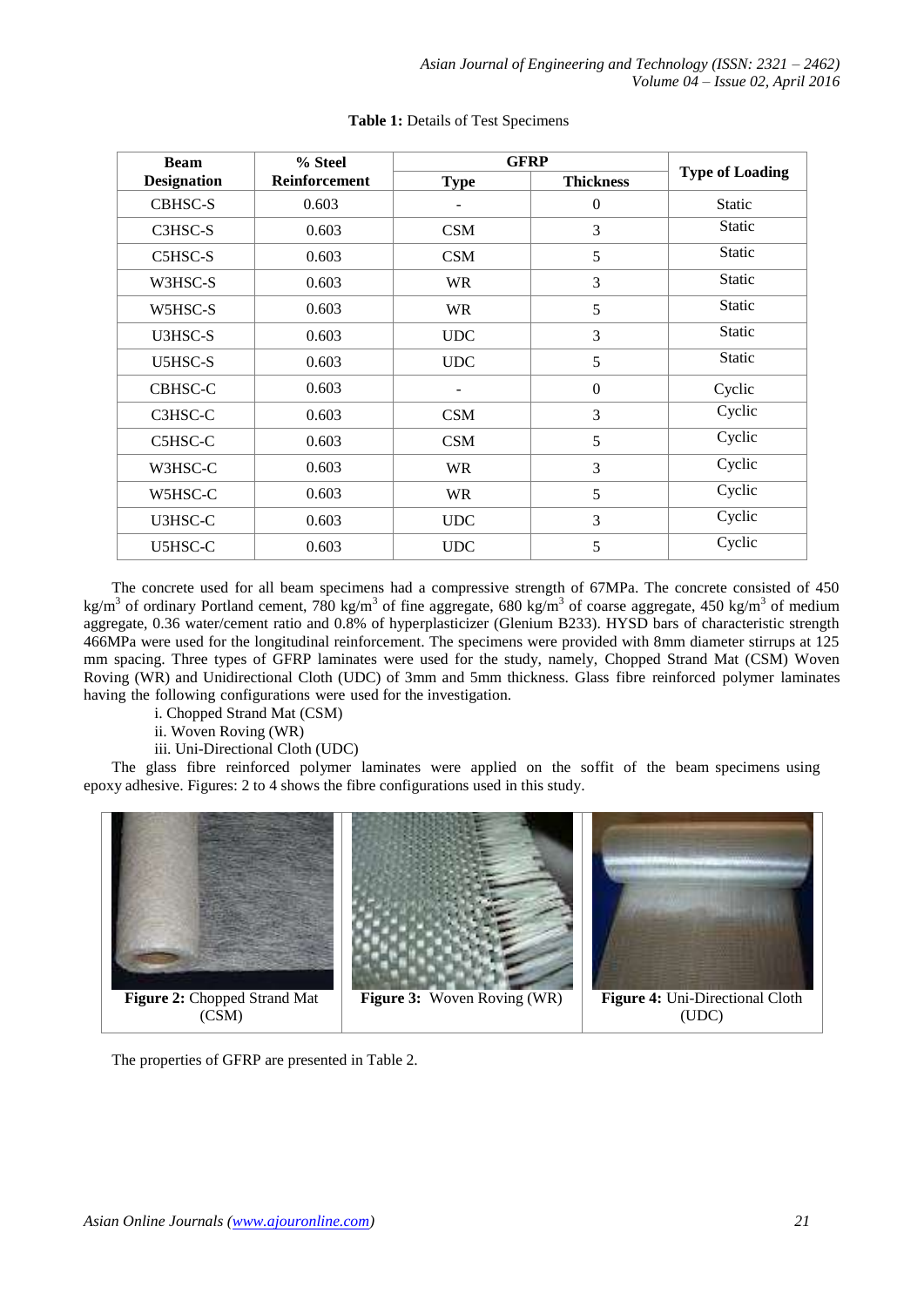**Table 1:** Details of Test Specimens

| Beam Designation | % Steel Reinforcement | GFRP | | Type of Loading |
|---|---|---|---|---|
| | | Type | Thickness | |
| CBHSC-S | 0.603 | - | 0 | Static |
| C3HSC-S | 0.603 | CSM | 3 | Static |
| C5HSC-S | 0.603 | CSM | 5 | Static |
| W3HSC-S | 0.603 | WR | 3 | Static |
| W5HSC-S | 0.603 | WR | 5 | Static |
| U3HSC-S | 0.603 | UDC | 3 | Static |
| U5HSC-S | 0.603 | UDC | 5 | Static |
| CBHSC-C | 0.603 | - | 0 | Cyclic |
| C3HSC-C | 0.603 | CSM | 3 | Cyclic |
| C5HSC-C | 0.603 | CSM | 5 | Cyclic |
| W3HSC-C | 0.603 | WR | 3 | Cyclic |
| W5HSC-C | 0.603 | WR | 5 | Cyclic |
| U3HSC-C | 0.603 | UDC | 3 | Cyclic |
| U5HSC-C | 0.603 | UDC | 5 | Cyclic |

The concrete used for all beam specimens had a compressive strength of 67MPa. The concrete consisted of 450 $kg/m^3$ of ordinary Portland cement, 780 $kg/m^3$ of fine aggregate, 680 $kg/m^3$ of coarse aggregate, 450 $kg/m^3$ of medium aggregate, 0.36 water/cement ratio and 0.8% of hyperplasticizer (Glenium B233). HYSD bars of characteristic strength 466MPa were used for the longitudinal reinforcement. The specimens were provided with 8mm diameter stirrups at 125 mm spacing. Three types of GFRP laminates were used for the study, namely, Chopped Strand Mat (CSM) Woven Roving (WR) and Unidirectional Cloth (UDC) of 3mm and 5mm thickness. Glass fibre reinforced polymer laminates having the following configurations were used for the investigation.

i. Chopped Strand Mat (CSM)
ii. Woven Roving (WR)
iii. Uni-Directional Cloth (UDC)

The glass fibre reinforced polymer laminates were applied on the soffit of the beam specimens using epoxy adhesive. Figures: 2 to 4 shows the fibre configurations used in this study.

**Figure 2:** Chopped Strand Mat (CSM)

**Figure 3:** Woven Roving (WR)

**Figure 4:** Uni-Directional Cloth (UDC)

The properties of GFRP are presented in Table 2.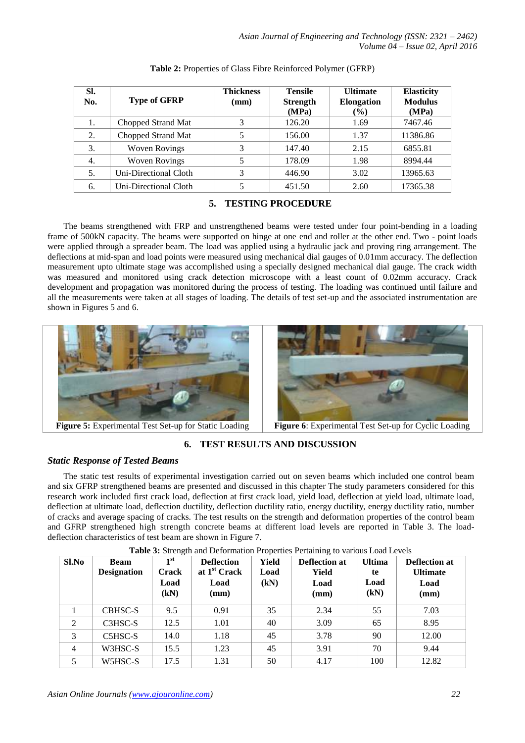**Table 2:** Properties of Glass Fibre Reinforced Polymer (GFRP)

| Sl. No. | Type of GFRP | Thickness (mm) | Tensile Strength (MPa) | Ultimate Elongation (%) | Elasticity Modulus (MPa) |
|---|---|---|---|---|---|
| 1. | Chopped Strand Mat | 3 | 126.20 | 1.69 | 7467.46 |
| 2. | Chopped Strand Mat | 5 | 156.00 | 1.37 | 11386.86 |
| 3. | Woven Rovings | 3 | 147.40 | 2.15 | 6855.81 |
| 4. | Woven Rovings | 5 | 178.09 | 1.98 | 8994.44 |
| 5. | Uni-Directional Cloth | 3 | 446.90 | 3.02 | 13965.63 |
| 6. | Uni-Directional Cloth | 5 | 451.50 | 2.60 | 17365.38 |

## 5. TESTING PROCEDURE

The beams strengthened with FRP and unstrengthened beams were tested under four point-bending in a loading frame of 500kN capacity. The beams were supported on hinge at one end and roller at the other end. Two - point loads were applied through a spreader beam. The load was applied using a hydraulic jack and proving ring arrangement. The deflections at mid-span and load points were measured using mechanical dial gauges of 0.01mm accuracy. The deflection measurement upto ultimate stage was accomplished using a specially designed mechanical dial gauge. The crack width was measured and monitored using crack detection microscope with a least count of 0.02mm accuracy. Crack development and propagation was monitored during the process of testing. The loading was continued until failure and all the measurements were taken at all stages of loading. The details of test set-up and the associated instrumentation are shown in Figures 5 and 6.

**Figure 5:** Experimental Test Set-up for Static Loading

**Figure 6**: Experimental Test Set-up for Cyclic Loading

## 6. TEST RESULTS AND DISCUSSION

### *Static Response of Tested Beams*

The static test results of experimental investigation carried out on seven beams which included one control beam and six GFRP strengthened beams are presented and discussed in this chapter The study parameters considered for this research work included first crack load, deflection at first crack load, yield load, deflection at yield load, ultimate load, deflection at ultimate load, deflection ductility, deflection ductility ratio, energy ductility, energy ductility ratio, number of cracks and average spacing of cracks. The test results on the strength and deformation properties of the control beam and GFRP strengthened high strength concrete beams at different load levels are reported in Table 3. The load-deflection characteristics of test beam are shown in Figure 7.

**Table 3:** Strength and Deformation Properties Pertaining to various Load Levels

| Sl.No | Beam Designation | 1st Crack Load (kN) | Deflection at 1st Crack Load (mm) | Yield Load (kN) | Deflection at Yield Load (mm) | Ultimate Load (kN) | Deflection at Ultimate Load (mm) |
|---|---|---|---|---|---|---|---|
| 1 | CBHSC-S | 9.5 | 0.91 | 35 | 2.34 | 55 | 7.03 |
| 2 | C3HSC-S | 12.5 | 1.01 | 40 | 3.09 | 65 | 8.95 |
| 3 | C5HSC-S | 14.0 | 1.18 | 45 | 3.78 | 90 | 12.00 |
| 4 | W3HSC-S | 15.5 | 1.23 | 45 | 3.91 | 70 | 9.44 |
| 5 | W5HSC-S | 17.5 | 1.31 | 50 | 4.17 | 100 | 12.82 |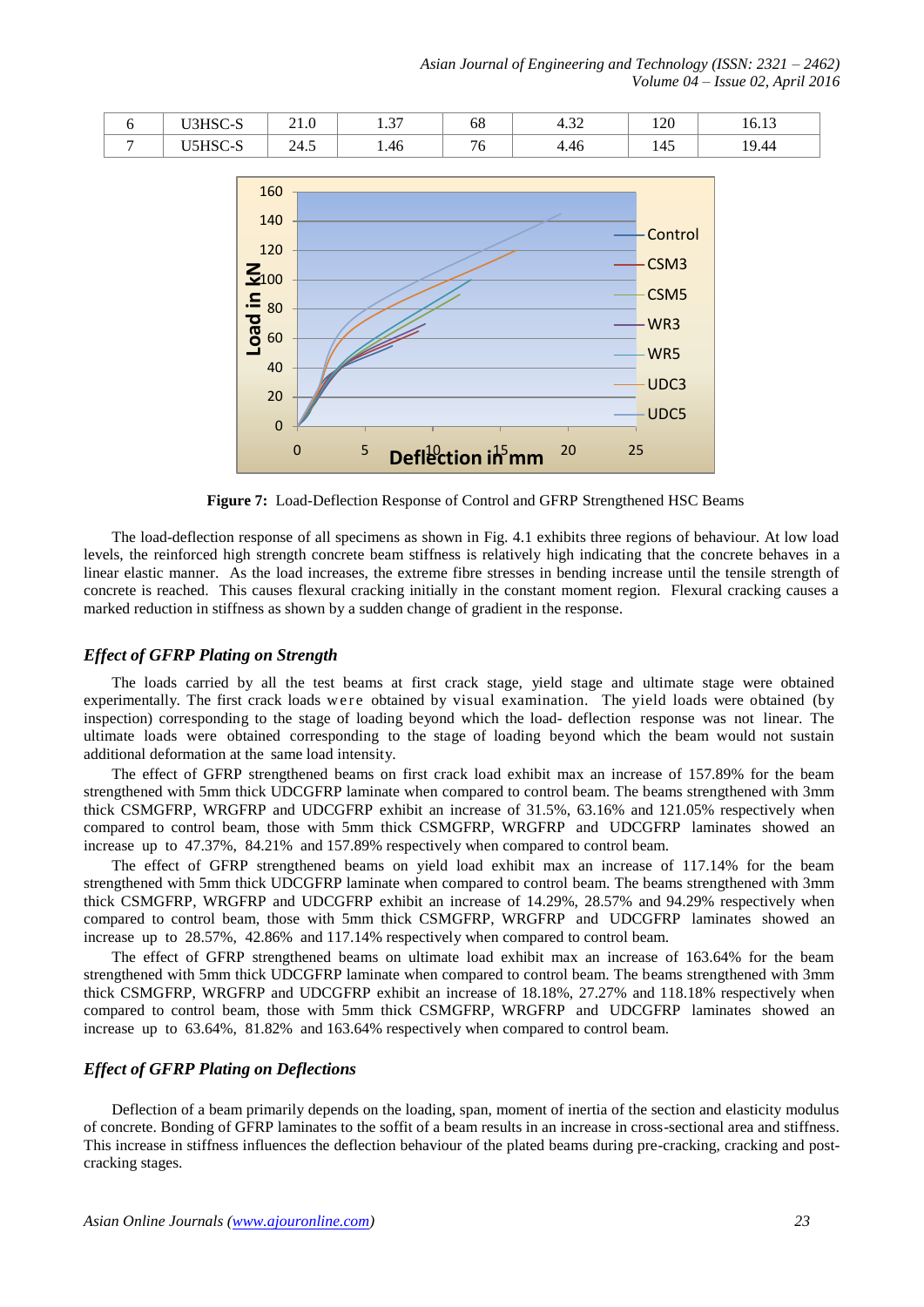| 6 | U3HSC-S | 21.0 | 1.37 | 68 | 4.32 | 120 | 16.13 |
|---|---|---|---|---|---|---|---|
| 7 | U5HSC-S | 24.5 | 1.46 | 76 | 4.46 | 145 | 19.44 |

**Figure 7:** Load-Deflection Response of Control and GFRP Strengthened HSC Beams

The load-deflection response of all specimens as shown in Fig. 4.1 exhibits three regions of behaviour. At low load levels, the reinforced high strength concrete beam stiffness is relatively high indicating that the concrete behaves in a linear elastic manner. As the load increases, the extreme fibre stresses in bending increase until the tensile strength of concrete is reached. This causes flexural cracking initially in the constant moment region. Flexural cracking causes a marked reduction in stiffness as shown by a sudden change of gradient in the response.

### *Effect of GFRP Plating on Strength*

The loads carried by all the test beams at first crack stage, yield stage and ultimate stage were obtained experimentally. The first crack loads were obtained by visual examination. The yield loads were obtained (by inspection) corresponding to the stage of loading beyond which the load- deflection response was not linear. The ultimate loads were obtained corresponding to the stage of loading beyond which the beam would not sustain additional deformation at the same load intensity.

The effect of GFRP strengthened beams on first crack load exhibit max an increase of 157.89% for the beam strengthened with 5mm thick UDCGFRP laminate when compared to control beam. The beams strengthened with 3mm thick CSMGFRP, WRGFRP and UDCGFRP exhibit an increase of 31.5%, 63.16% and 121.05% respectively when compared to control beam, those with 5mm thick CSMGFRP, WRGFRP and UDCGFRP laminates showed an increase up to 47.37%, 84.21% and 157.89% respectively when compared to control beam.

The effect of GFRP strengthened beams on yield load exhibit max an increase of 117.14% for the beam strengthened with 5mm thick UDCGFRP laminate when compared to control beam. The beams strengthened with 3mm thick CSMGFRP, WRGFRP and UDCGFRP exhibit an increase of 14.29%, 28.57% and 94.29% respectively when compared to control beam, those with 5mm thick CSMGFRP, WRGFRP and UDCGFRP laminates showed an increase up to 28.57%, 42.86% and 117.14% respectively when compared to control beam.

The effect of GFRP strengthened beams on ultimate load exhibit max an increase of 163.64% for the beam strengthened with 5mm thick UDCGFRP laminate when compared to control beam. The beams strengthened with 3mm thick CSMGFRP, WRGFRP and UDCGFRP exhibit an increase of 18.18%, 27.27% and 118.18% respectively when compared to control beam, those with 5mm thick CSMGFRP, WRGFRP and UDCGFRP laminates showed an increase up to 63.64%, 81.82% and 163.64% respectively when compared to control beam.

### *Effect of GFRP Plating on Deflections*

Deflection of a beam primarily depends on the loading, span, moment of inertia of the section and elasticity modulus of concrete. Bonding of GFRP laminates to the soffit of a beam results in an increase in cross-sectional area and stiffness. This increase in stiffness influences the deflection behaviour of the plated beams during pre-cracking, cracking and post-cracking stages.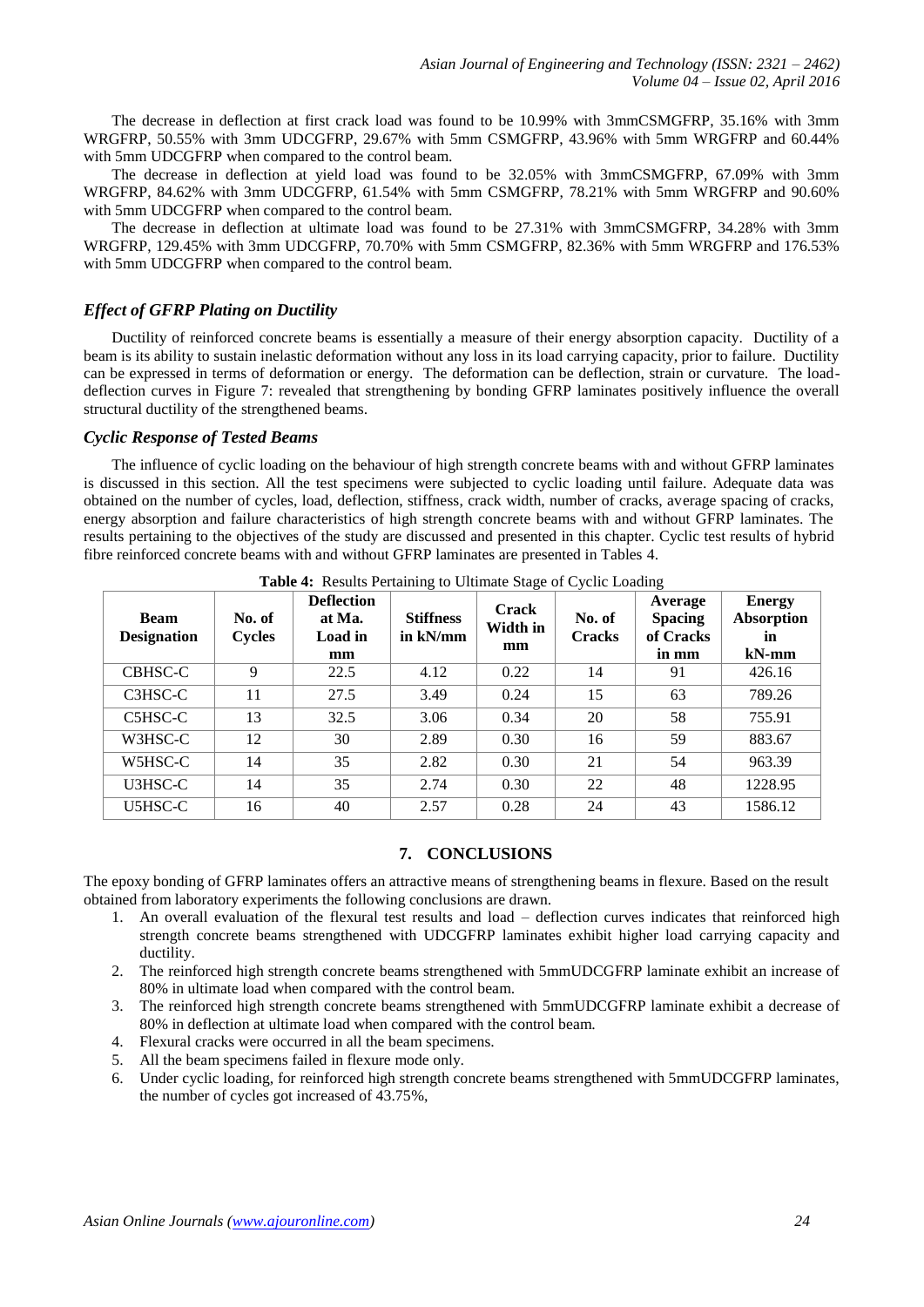The decrease in deflection at first crack load was found to be 10.99% with 3mmCSMGFRP, 35.16% with 3mm WRGFRP, 50.55% with 3mm UDCGFRP, 29.67% with 5mm CSMGFRP, 43.96% with 5mm WRGFRP and 60.44% with 5mm UDCGFRP when compared to the control beam.

The decrease in deflection at yield load was found to be 32.05% with 3mmCSMGFRP, 67.09% with 3mm WRGFRP, 84.62% with 3mm UDCGFRP, 61.54% with 5mm CSMGFRP, 78.21% with 5mm WRGFRP and 90.60% with 5mm UDCGFRP when compared to the control beam.

The decrease in deflection at ultimate load was found to be 27.31% with 3mmCSMGFRP, 34.28% with 3mm WRGFRP, 129.45% with 3mm UDCGFRP, 70.70% with 5mm CSMGFRP, 82.36% with 5mm WRGFRP and 176.53% with 5mm UDCGFRP when compared to the control beam.

### *Effect of GFRP Plating on Ductility*

Ductility of reinforced concrete beams is essentially a measure of their energy absorption capacity. Ductility of a beam is its ability to sustain inelastic deformation without any loss in its load carrying capacity, prior to failure. Ductility can be expressed in terms of deformation or energy. The deformation can be deflection, strain or curvature. The load-deflection curves in Figure 7: revealed that strengthening by bonding GFRP laminates positively influence the overall structural ductility of the strengthened beams.

### *Cyclic Response of Tested Beams*

The influence of cyclic loading on the behaviour of high strength concrete beams with and without GFRP laminates is discussed in this section. All the test specimens were subjected to cyclic loading until failure. Adequate data was obtained on the number of cycles, load, deflection, stiffness, crack width, number of cracks, average spacing of cracks, energy absorption and failure characteristics of high strength concrete beams with and without GFRP laminates. The results pertaining to the objectives of the study are discussed and presented in this chapter. Cyclic test results of hybrid fibre reinforced concrete beams with and without GFRP laminates are presented in Tables 4.

**Table 4:** Results Pertaining to Ultimate Stage of Cyclic Loading

| Beam Designation | No. of Cycles | Deflection at Ma. Load in mm | Stiffness in kN/mm | Crack Width in mm | No. of Cracks | Average Spacing of Cracks in mm | Energy Absorption in kN-mm |
|---|---|---|---|---|---|---|---|
| CBHSC-C | 9 | 22.5 | 4.12 | 0.22 | 14 | 91 | 426.16 |
| C3HSC-C | 11 | 27.5 | 3.49 | 0.24 | 15 | 63 | 789.26 |
| C5HSC-C | 13 | 32.5 | 3.06 | 0.34 | 20 | 58 | 755.91 |
| W3HSC-C | 12 | 30 | 2.89 | 0.30 | 16 | 59 | 883.67 |
| W5HSC-C | 14 | 35 | 2.82 | 0.30 | 21 | 54 | 963.39 |
| U3HSC-C | 14 | 35 | 2.74 | 0.30 | 22 | 48 | 1228.95 |
| U5HSC-C | 16 | 40 | 2.57 | 0.28 | 24 | 43 | 1586.12 |

## 7. CONCLUSIONS

The epoxy bonding of GFRP laminates offers an attractive means of strengthening beams in flexure. Based on the result obtained from laboratory experiments the following conclusions are drawn.

1. An overall evaluation of the flexural test results and load – deflection curves indicates that reinforced high strength concrete beams strengthened with UDCGFRP laminates exhibit higher load carrying capacity and ductility.
2. The reinforced high strength concrete beams strengthened with 5mmUDCGFRP laminate exhibit an increase of 80% in ultimate load when compared with the control beam.
3. The reinforced high strength concrete beams strengthened with 5mmUDCGFRP laminate exhibit a decrease of 80% in deflection at ultimate load when compared with the control beam.
4. Flexural cracks were occurred in all the beam specimens.
5. All the beam specimens failed in flexure mode only.
6. Under cyclic loading, for reinforced high strength concrete beams strengthened with 5mmUDCGFRP laminates, the number of cycles got increased of 43.75%,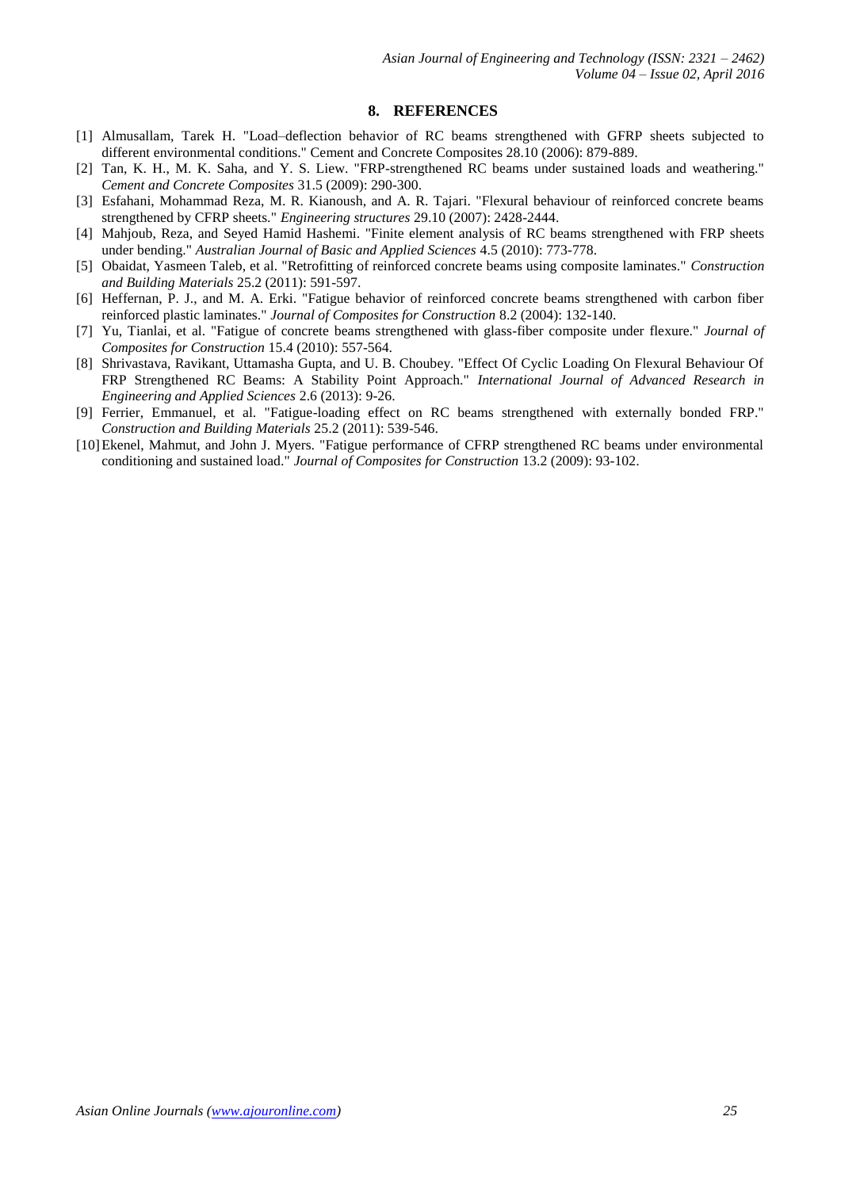## 8. REFERENCES

[1] Almusallam, Tarek H. "Load–deflection behavior of RC beams strengthened with GFRP sheets subjected to different environmental conditions." Cement and Concrete Composites 28.10 (2006): 879-889.

[2] Tan, K. H., M. K. Saha, and Y. S. Liew. "FRP-strengthened RC beams under sustained loads and weathering." *Cement and Concrete Composites* 31.5 (2009): 290-300.

[3] Esfahani, Mohammad Reza, M. R. Kianoush, and A. R. Tajari. "Flexural behaviour of reinforced concrete beams strengthened by CFRP sheets." *Engineering structures* 29.10 (2007): 2428-2444.

[4] Mahjoub, Reza, and Seyed Hamid Hashemi. "Finite element analysis of RC beams strengthened with FRP sheets under bending." *Australian Journal of Basic and Applied Sciences* 4.5 (2010): 773-778.

[5] Obaidat, Yasmeen Taleb, et al. "Retrofitting of reinforced concrete beams using composite laminates." *Construction and Building Materials* 25.2 (2011): 591-597.

[6] Heffernan, P. J., and M. A. Erki. "Fatigue behavior of reinforced concrete beams strengthened with carbon fiber reinforced plastic laminates." *Journal of Composites for Construction* 8.2 (2004): 132-140.

[7] Yu, Tianlai, et al. "Fatigue of concrete beams strengthened with glass-fiber composite under flexure." *Journal of Composites for Construction* 15.4 (2010): 557-564.

[8] Shrivastava, Ravikant, Uttamasha Gupta, and U. B. Choubey. "Effect Of Cyclic Loading On Flexural Behaviour Of FRP Strengthened RC Beams: A Stability Point Approach." *International Journal of Advanced Research in Engineering and Applied Sciences* 2.6 (2013): 9-26.

[9] Ferrier, Emmanuel, et al. "Fatigue-loading effect on RC beams strengthened with externally bonded FRP." *Construction and Building Materials* 25.2 (2011): 539-546.

[10] Ekenel, Mahmut, and John J. Myers. "Fatigue performance of CFRP strengthened RC beams under environmental conditioning and sustained load." *Journal of Composites for Construction* 13.2 (2009): 93-102.